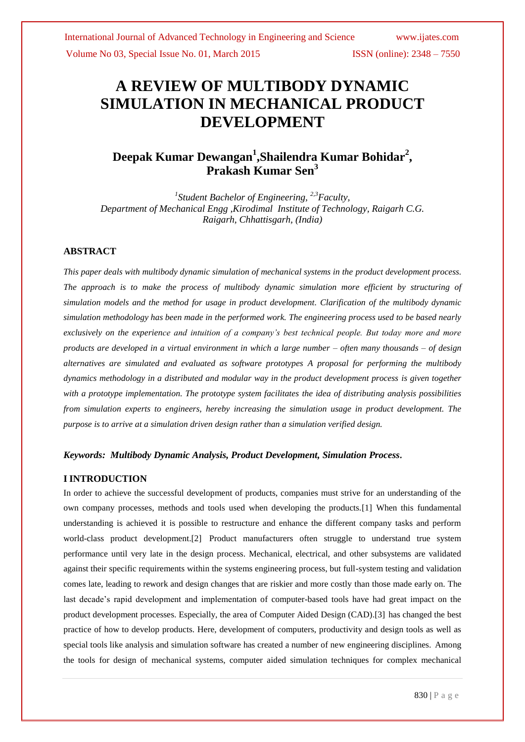# A REVIEW OF MULTIBODY DYNAMIC SIMULATION IN MECHANICAL PRODUCT DEVELOPMENT

## Deepak Kumar Dewangan[1],Shailendra Kumar Bohidar[2], Prakash Kumar Sen[3]

*[1]Student Bachelor of Engineering, [2,3]Faculty, Department of Mechanical Engg ,Kirodimal Institute of Technology, Raigarh C.G. Raigarh, Chhattisgarh, (India)*

### ABSTRACT

*This paper deals with multibody dynamic simulation of mechanical systems in the product development process. The approach is to make the process of multibody dynamic simulation more efficient by structuring of simulation models and the method for usage in product development. Clarification of the multibody dynamic simulation methodology has been made in the performed work. The engineering process used to be based nearly exclusively on the experience and intuition of a company's best technical people. But today more and more products are developed in a virtual environment in which a large number – often many thousands – of design alternatives are simulated and evaluated as software prototypes A proposal for performing the multibody dynamics methodology in a distributed and modular way in the product development process is given together with a prototype implementation. The prototype system facilitates the idea of distributing analysis possibilities from simulation experts to engineers, hereby increasing the simulation usage in product development. The purpose is to arrive at a simulation driven design rather than a simulation verified design.*

***Keywords: Multibody Dynamic Analysis, Product Development, Simulation Process.***

### I INTRODUCTION

In order to achieve the successful development of products, companies must strive for an understanding of the own company processes, methods and tools used when developing the products.[1] When this fundamental understanding is achieved it is possible to restructure and enhance the different company tasks and perform world-class product development.[2] Product manufacturers often struggle to understand true system performance until very late in the design process. Mechanical, electrical, and other subsystems are validated against their specific requirements within the systems engineering process, but full-system testing and validation comes late, leading to rework and design changes that are riskier and more costly than those made early on. The last decade's rapid development and implementation of computer-based tools have had great impact on the product development processes. Especially, the area of Computer Aided Design (CAD).[3] has changed the best practice of how to develop products. Here, development of computers, productivity and design tools as well as special tools like analysis and simulation software has created a number of new engineering disciplines. Among the tools for design of mechanical systems, computer aided simulation techniques for complex mechanical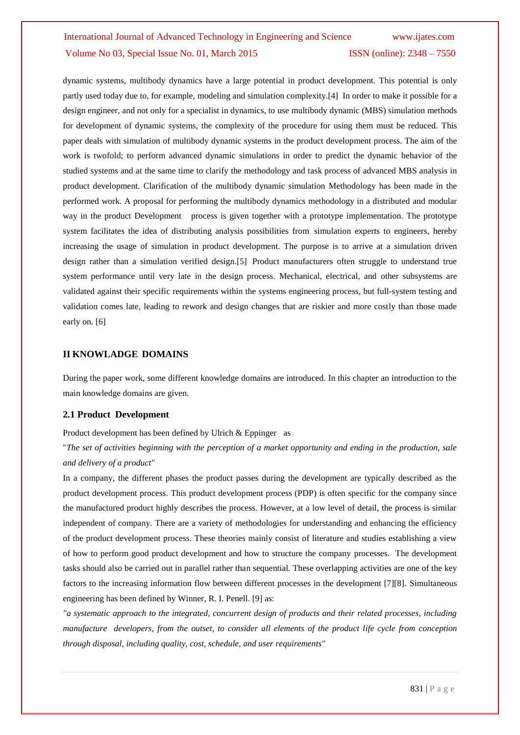dynamic systems, multibody dynamics have a large potential in product development. This potential is only partly used today due to, for example, modeling and simulation complexity.[4] In order to make it possible for a design engineer, and not only for a specialist in dynamics, to use multibody dynamic (MBS) simulation methods for development of dynamic systems, the complexity of the procedure for using them must be reduced. This paper deals with simulation of multibody dynamic systems in the product development process. The aim of the work is twofold; to perform advanced dynamic simulations in order to predict the dynamic behavior of the studied systems and at the same time to clarify the methodology and task process of advanced MBS analysis in product development. Clarification of the multibody dynamic simulation Methodology has been made in the performed work. A proposal for performing the multibody dynamics methodology in a distributed and modular way in the product Development process is given together with a prototype implementation. The prototype system facilitates the idea of distributing analysis possibilities from simulation experts to engineers, hereby increasing the usage of simulation in product development. The purpose is to arrive at a simulation driven design rather than a simulation verified design.[5] Product manufacturers often struggle to understand true system performance until very late in the design process. Mechanical, electrical, and other subsystems are validated against their specific requirements within the systems engineering process, but full-system testing and validation comes late, leading to rework and design changes that are riskier and more costly than those made early on. [6]

## II KNOWLADGE DOMAINS

During the paper work, some different knowledge domains are introduced. In this chapter an introduction to the main knowledge domains are given.

### 2.1 Product Development

Product development has been defined by Ulrich & Eppinger as

"*The set of activities beginning with the perception of a market opportunity and ending in the production, sale and delivery of a product"*

In a company, the different phases the product passes during the development are typically described as the product development process. This product development process (PDP) is often specific for the company since the manufactured product highly describes the process. However, at a low level of detail, the process is similar independent of company. There are a variety of methodologies for understanding and enhancing the efficiency of the product development process. These theories mainly consist of literature and studies establishing a view of how to perform good product development and how to structure the company processes. The development tasks should also be carried out in parallel rather than sequential. These overlapping activities are one of the key factors to the increasing information flow between different processes in the development [7][8]. Simultaneous engineering has been defined by Winner, R. I. Penell. [9] as:

*"a systematic approach to the integrated, concurrent design of products and their related processes, including manufacture developers, from the outset, to consider all elements of the product life cycle from conception through disposal, including quality, cost, schedule, and user requirements"*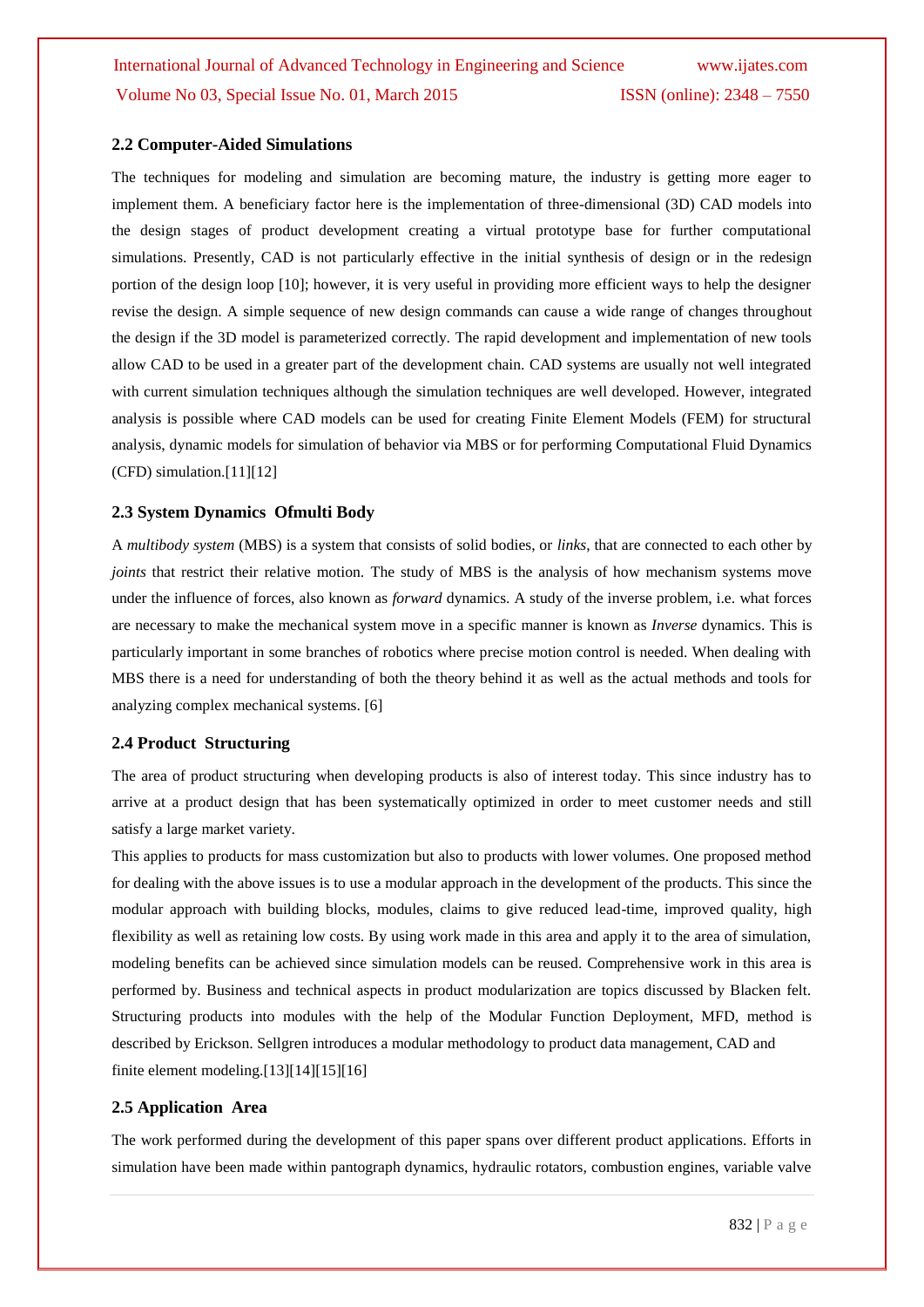### 2.2 Computer-Aided Simulations

The techniques for modeling and simulation are becoming mature, the industry is getting more eager to implement them. A beneficiary factor here is the implementation of three-dimensional (3D) CAD models into the design stages of product development creating a virtual prototype base for further computational simulations. Presently, CAD is not particularly effective in the initial synthesis of design or in the redesign portion of the design loop [10]; however, it is very useful in providing more efficient ways to help the designer revise the design. A simple sequence of new design commands can cause a wide range of changes throughout the design if the 3D model is parameterized correctly. The rapid development and implementation of new tools allow CAD to be used in a greater part of the development chain. CAD systems are usually not well integrated with current simulation techniques although the simulation techniques are well developed. However, integrated analysis is possible where CAD models can be used for creating Finite Element Models (FEM) for structural analysis, dynamic models for simulation of behavior via MBS or for performing Computational Fluid Dynamics (CFD) simulation.[11][12]

### 2.3 System Dynamics Ofmulti Body

A *multibody system* (MBS) is a system that consists of solid bodies, or *links*, that are connected to each other by *joints* that restrict their relative motion. The study of MBS is the analysis of how mechanism systems move under the influence of forces, also known as *forward* dynamics. A study of the inverse problem, i.e. what forces are necessary to make the mechanical system move in a specific manner is known as *Inverse* dynamics. This is particularly important in some branches of robotics where precise motion control is needed. When dealing with MBS there is a need for understanding of both the theory behind it as well as the actual methods and tools for analyzing complex mechanical systems. [6]

### 2.4 Product Structuring

The area of product structuring when developing products is also of interest today. This since industry has to arrive at a product design that has been systematically optimized in order to meet customer needs and still satisfy a large market variety.

This applies to products for mass customization but also to products with lower volumes. One proposed method for dealing with the above issues is to use a modular approach in the development of the products. This since the modular approach with building blocks, modules, claims to give reduced lead-time, improved quality, high flexibility as well as retaining low costs. By using work made in this area and apply it to the area of simulation, modeling benefits can be achieved since simulation models can be reused. Comprehensive work in this area is performed by. Business and technical aspects in product modularization are topics discussed by Blacken felt. Structuring products into modules with the help of the Modular Function Deployment, MFD, method is described by Erickson. Sellgren introduces a modular methodology to product data management, CAD and finite element modeling.[13][14][15][16]

### 2.5 Application Area

The work performed during the development of this paper spans over different product applications. Efforts in simulation have been made within pantograph dynamics, hydraulic rotators, combustion engines, variable valve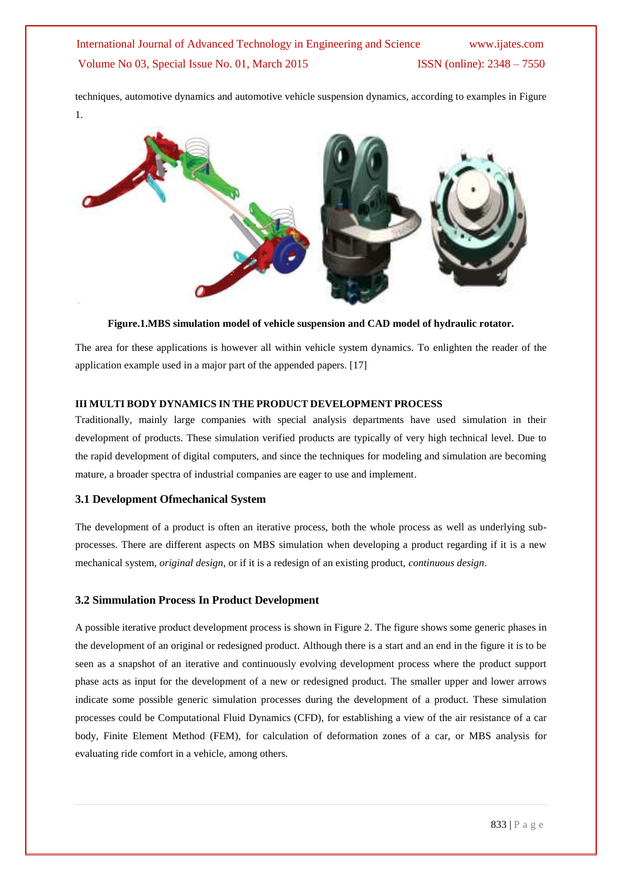techniques, automotive dynamics and automotive vehicle suspension dynamics, according to examples in Figure 1.

**Figure.1.MBS simulation model of vehicle suspension and CAD model of hydraulic rotator.**

The area for these applications is however all within vehicle system dynamics. To enlighten the reader of the application example used in a major part of the appended papers. [17]

### III MULTI BODY DYNAMICS IN THE PRODUCT DEVELOPMENT PROCESS

Traditionally, mainly large companies with special analysis departments have used simulation in their development of products. These simulation verified products are typically of very high technical level. Due to the rapid development of digital computers, and since the techniques for modeling and simulation are becoming mature, a broader spectra of industrial companies are eager to use and implement.

### 3.1 Development Ofmechanical System

The development of a product is often an iterative process, both the whole process as well as underlying sub-processes. There are different aspects on MBS simulation when developing a product regarding if it is a new mechanical system, *original design*, or if it is a redesign of an existing product, *continuous design*.

### 3.2 Simmulation Process In Product Development

A possible iterative product development process is shown in Figure 2. The figure shows some generic phases in the development of an original or redesigned product. Although there is a start and an end in the figure it is to be seen as a snapshot of an iterative and continuously evolving development process where the product support phase acts as input for the development of a new or redesigned product. The smaller upper and lower arrows indicate some possible generic simulation processes during the development of a product. These simulation processes could be Computational Fluid Dynamics (CFD), for establishing a view of the air resistance of a car body, Finite Element Method (FEM), for calculation of deformation zones of a car, or MBS analysis for evaluating ride comfort in a vehicle, among others.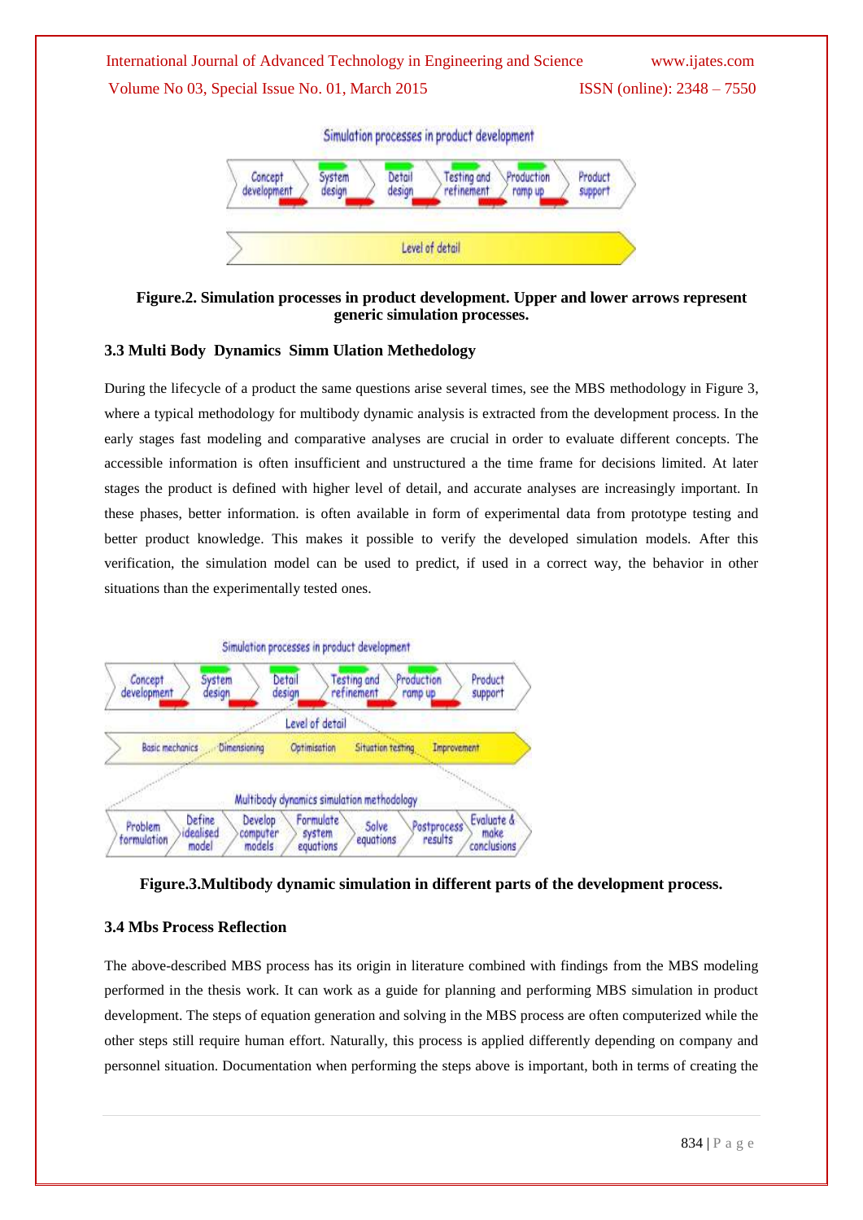Simulation processes in product development

Concept development
System design
Detail design
Testing and refinement
Production ramp up
Product support

Level of detail

**Figure.2. Simulation processes in product development. Upper and lower arrows represent generic simulation processes.**

### 3.3 Multi Body Dynamics Simm Ulation Methedology

During the lifecycle of a product the same questions arise several times, see the MBS methodology in Figure 3, where a typical methodology for multibody dynamic analysis is extracted from the development process. In the early stages fast modeling and comparative analyses are crucial in order to evaluate different concepts. The accessible information is often insufficient and unstructured a the time frame for decisions limited. At later stages the product is defined with higher level of detail, and accurate analyses are increasingly important. In these phases, better information. is often available in form of experimental data from prototype testing and better product knowledge. This makes it possible to verify the developed simulation models. After this verification, the simulation model can be used to predict, if used in a correct way, the behavior in other situations than the experimentally tested ones.

Simulation processes in product development

Concept development
System design
Detail design
Testing and refinement
Production ramp up
Product support

Level of detail

Basic mechanics
Dimensioning
Optimisation
Situation testing
Improvement

Multibody dynamics simulation methodology

Problem formulation
Define idealised model
Develop computer models
Formulate system equations
Solve equations
Postprocess results
Evaluate & make conclusions

**Figure.3.Multibody dynamic simulation in different parts of the development process.**

### 3.4 Mbs Process Reflection

The above-described MBS process has its origin in literature combined with findings from the MBS modeling performed in the thesis work. It can work as a guide for planning and performing MBS simulation in product development. The steps of equation generation and solving in the MBS process are often computerized while the other steps still require human effort. Naturally, this process is applied differently depending on company and personnel situation. Documentation when performing the steps above is important, both in terms of creating the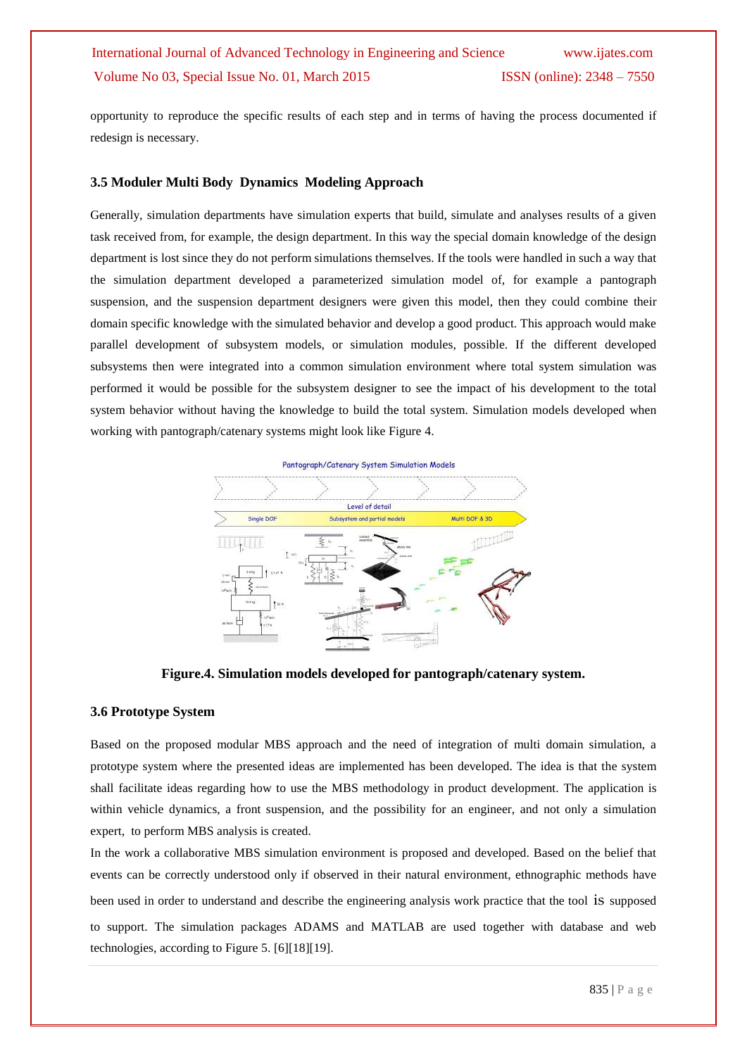opportunity to reproduce the specific results of each step and in terms of having the process documented if redesign is necessary.

### 3.5 Moduler Multi Body Dynamics Modeling Approach

Generally, simulation departments have simulation experts that build, simulate and analyses results of a given task received from, for example, the design department. In this way the special domain knowledge of the design department is lost since they do not perform simulations themselves. If the tools were handled in such a way that the simulation department developed a parameterized simulation model of, for example a pantograph suspension, and the suspension department designers were given this model, then they could combine their domain specific knowledge with the simulated behavior and develop a good product. This approach would make parallel development of subsystem models, or simulation modules, possible. If the different developed subsystems then were integrated into a common simulation environment where total system simulation was performed it would be possible for the subsystem designer to see the impact of his development to the total system behavior without having the knowledge to build the total system. Simulation models developed when working with pantograph/catenary systems might look like Figure 4.

Pantograph/Catenary System Simulation Models

Level of detail

Single DOF

Subsystem and partial models

Multi DOF & 3D

**Figure.4. Simulation models developed for pantograph/catenary system.**

### 3.6 Prototype System

Based on the proposed modular MBS approach and the need of integration of multi domain simulation, a prototype system where the presented ideas are implemented has been developed. The idea is that the system shall facilitate ideas regarding how to use the MBS methodology in product development. The application is within vehicle dynamics, a front suspension, and the possibility for an engineer, and not only a simulation expert, to perform MBS analysis is created.

In the work a collaborative MBS simulation environment is proposed and developed. Based on the belief that events can be correctly understood only if observed in their natural environment, ethnographic methods have been used in order to understand and describe the engineering analysis work practice that the tool is supposed to support. The simulation packages ADAMS and MATLAB are used together with database and web technologies, according to Figure 5. [6][18][19].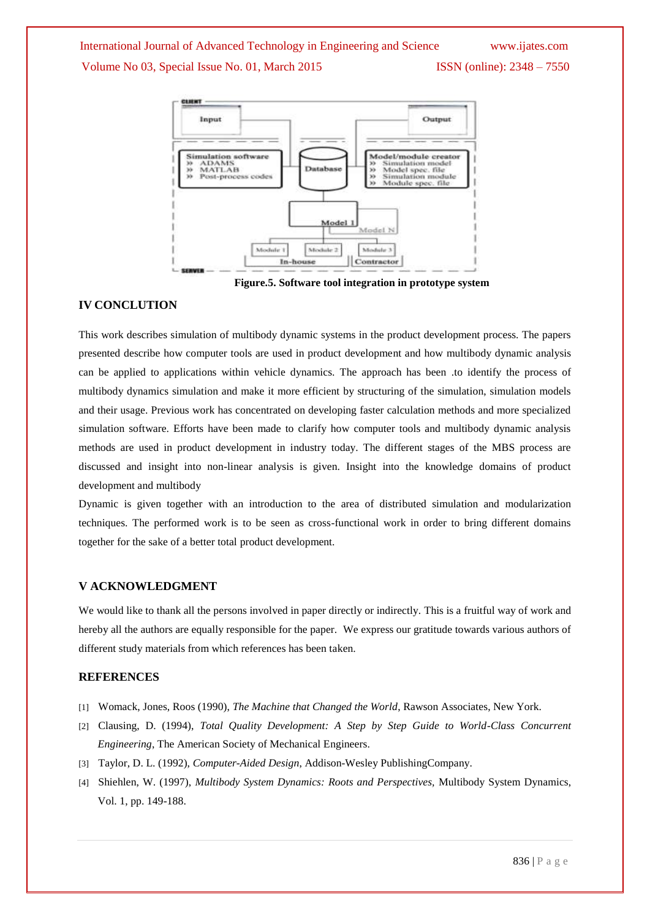CLIENT

Input

Output

Simulation software
» ADAMS
» MATLAB
» Post-process codes

Database

Model/module creator
» Simulation model
» Model spec. file
» Simulation module
» Module spec. file

Model 1

Model N

Module 1

Module 2

Module 3

In-house

Contractor

SERVER

**Figure.5. Software tool integration in prototype system**

## IV CONCLUTION

This work describes simulation of multibody dynamic systems in the product development process. The papers presented describe how computer tools are used in product development and how multibody dynamic analysis can be applied to applications within vehicle dynamics. The approach has been .to identify the process of multibody dynamics simulation and make it more efficient by structuring of the simulation, simulation models and their usage. Previous work has concentrated on developing faster calculation methods and more specialized simulation software. Efforts have been made to clarify how computer tools and multibody dynamic analysis methods are used in product development in industry today. The different stages of the MBS process are discussed and insight into non-linear analysis is given. Insight into the knowledge domains of product development and multibody

Dynamic is given together with an introduction to the area of distributed simulation and modularization techniques. The performed work is to be seen as cross-functional work in order to bring different domains together for the sake of a better total product development.

## V ACKNOWLEDGMENT

We would like to thank all the persons involved in paper directly or indirectly. This is a fruitful way of work and hereby all the authors are equally responsible for the paper. We express our gratitude towards various authors of different study materials from which references has been taken.

## REFERENCES

[1] Womack, Jones, Roos (1990), *The Machine that Changed the World*, Rawson Associates, New York.

[2] Clausing, D. (1994), *Total Quality Development: A Step by Step Guide to World-Class Concurrent Engineering*, The American Society of Mechanical Engineers.

[3] Taylor, D. L. (1992), *Computer-Aided Design*, Addison-Wesley PublishingCompany.

[4] Shiehlen, W. (1997), *Multibody System Dynamics: Roots and Perspectives*, Multibody System Dynamics, Vol. 1, pp. 149-188.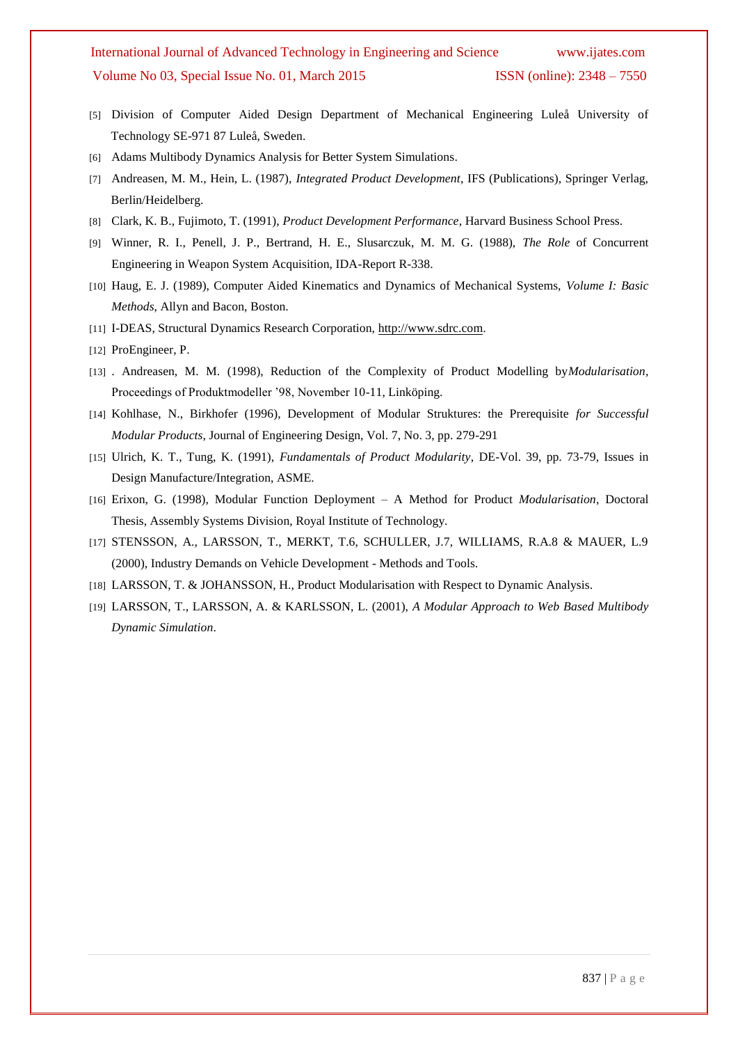[5] Division of Computer Aided Design Department of Mechanical Engineering Luleå University of Technology SE-971 87 Luleå, Sweden.

[6] Adams Multibody Dynamics Analysis for Better System Simulations.

[7] Andreasen, M. M., Hein, L. (1987), *Integrated Product Development*, IFS (Publications), Springer Verlag, Berlin/Heidelberg.

[8] Clark, K. B., Fujimoto, T. (1991), *Product Development Performance*, Harvard Business School Press.

[9] Winner, R. I., Penell, J. P., Bertrand, H. E., Slusarczuk, M. M. G. (1988), *The Role* of Concurrent Engineering in Weapon System Acquisition, IDA-Report R-338.

[10] Haug, E. J. (1989), Computer Aided Kinematics and Dynamics of Mechanical Systems, *Volume I: Basic Methods*, Allyn and Bacon, Boston.

[11] I-DEAS, Structural Dynamics Research Corporation, http://www.sdrc.com.

[12] ProEngineer, P.

[13] . Andreasen, M. M. (1998), Reduction of the Complexity of Product Modelling by*Modularisation*, Proceedings of Produktmodeller '98, November 10-11, Linköping.

[14] Kohlhase, N., Birkhofer (1996), Development of Modular Struktures: the Prerequisite *for Successful Modular Products*, Journal of Engineering Design, Vol. 7, No. 3, pp. 279-291

[15] Ulrich, K. T., Tung, K. (1991), *Fundamentals of Product Modularity*, DE-Vol. 39, pp. 73-79, Issues in Design Manufacture/Integration, ASME.

[16] Erixon, G. (1998), Modular Function Deployment – A Method for Product *Modularisation*, Doctoral Thesis, Assembly Systems Division, Royal Institute of Technology.

[17] STENSSON, A., LARSSON, T., MERKT, T.6, SCHULLER, J.7, WILLIAMS, R.A.8 & MAUER, L.9 (2000), Industry Demands on Vehicle Development - Methods and Tools.

[18] LARSSON, T. & JOHANSSON, H., Product Modularisation with Respect to Dynamic Analysis.

[19] LARSSON, T., LARSSON, A. & KARLSSON, L. (2001), *A Modular Approach to Web Based Multibody Dynamic Simulation*.